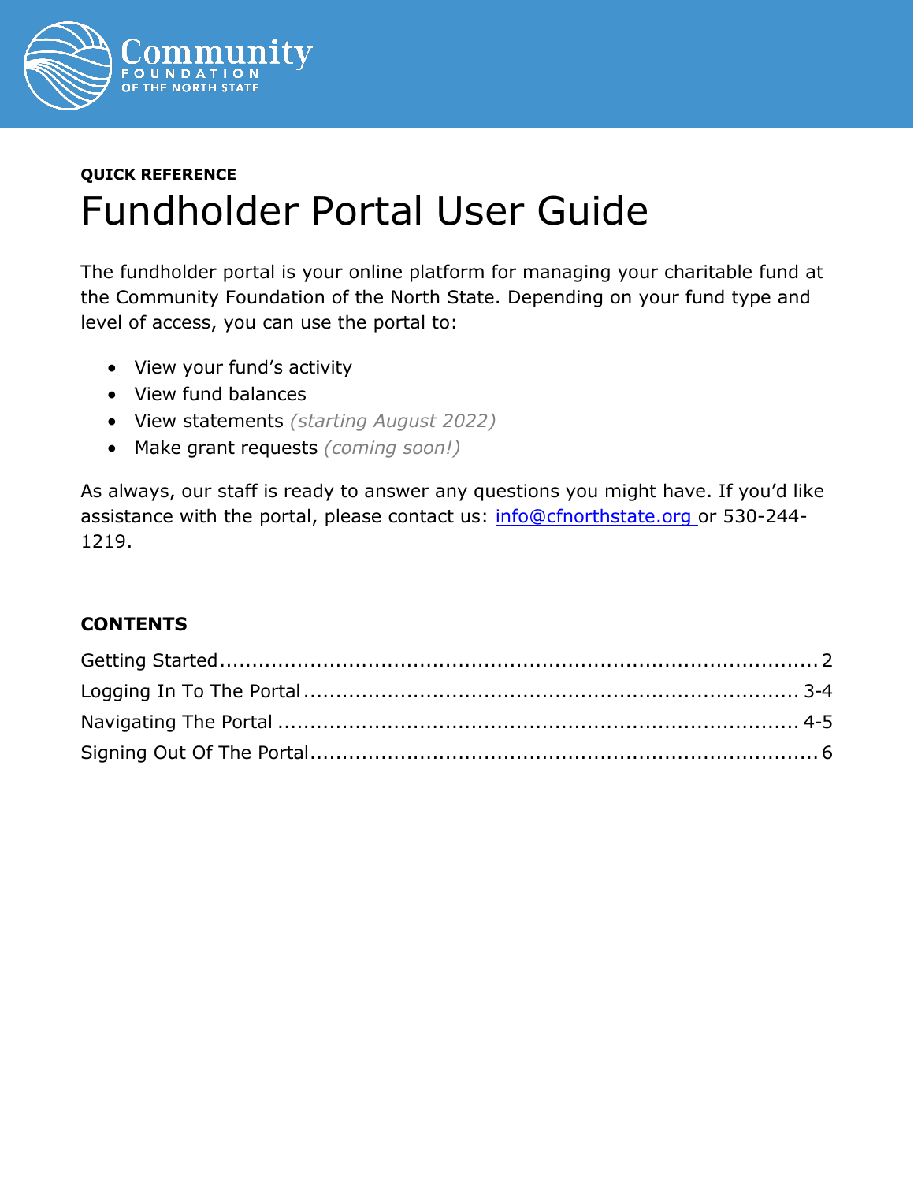Community Foundation of the North State

**QUICK REFERENCE**

# Fundholder Portal User Guide

The fundholder portal is your online platform for managing your charitable fund at the Community Foundation of the North State. Depending on your fund type and level of access, you can use the portal to:

- View your fund's activity
- View fund balances
- View statements *(starting August 2022)*
- Make grant requests *(coming soon!)*

As always, our staff is ready to answer any questions you might have. If you'd like assistance with the portal, please contact us: info@cfnorthstate.org or 530-244-1219.

**CONTENTS**

Getting Started ........................................................ 2
Logging In To The Portal ........................................ 3-4
Navigating The Portal ............................................ 4-5
Signing Out Of The Portal ........................................ 6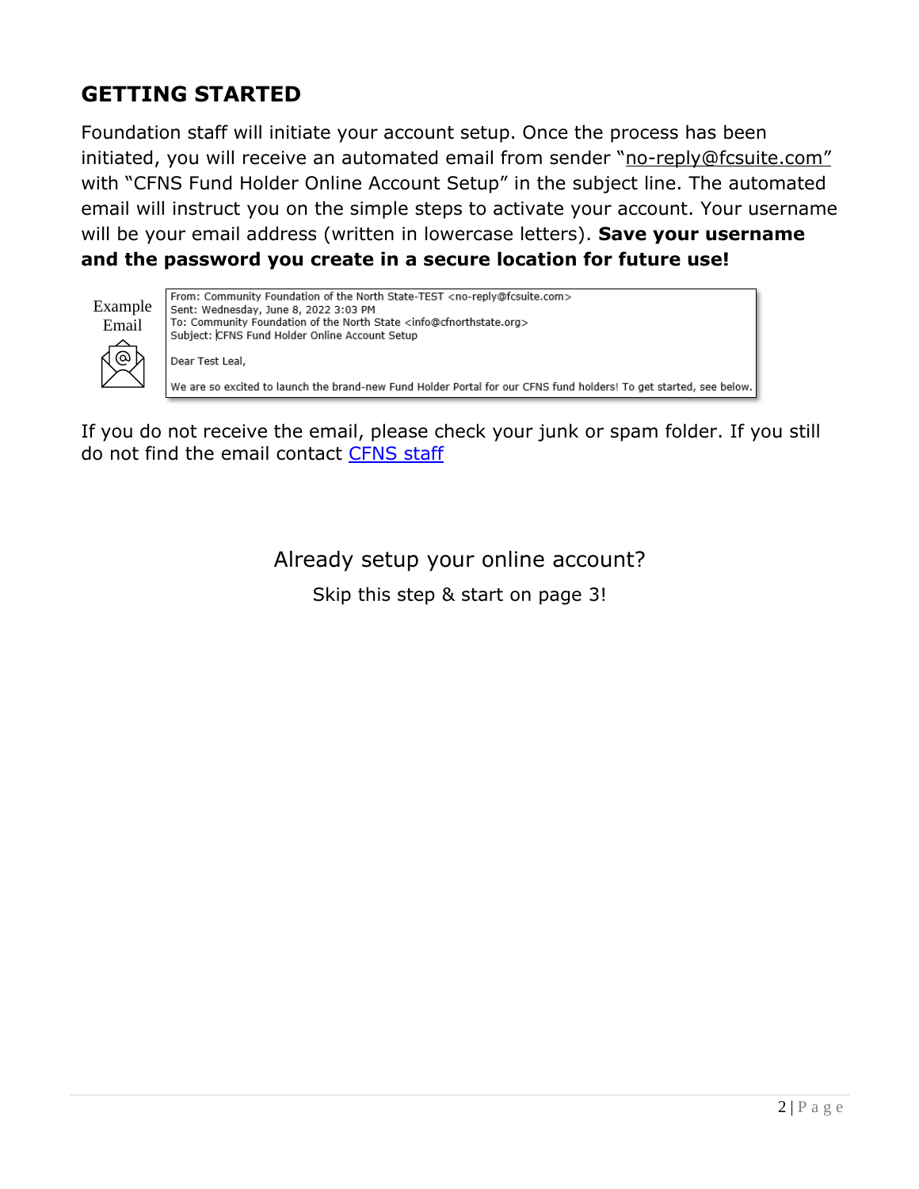## GETTING STARTED

Foundation staff will initiate your account setup. Once the process has been initiated, you will receive an automated email from sender "no-reply@fcsuite.com" with "CFNS Fund Holder Online Account Setup" in the subject line. The automated email will instruct you on the simple steps to activate your account. Your username will be your email address (written in lowercase letters). **Save your username and the password you create in a secure location for future use!**

Example Email

```
From: Community Foundation of the North State-TEST <no-reply@fcsuite.com>
Sent: Wednesday, June 8, 2022 3:03 PM
To: Community Foundation of the North State <info@cfnorthstate.org>
Subject: CFNS Fund Holder Online Account Setup

Dear Test Leal,

We are so excited to launch the brand-new Fund Holder Portal for our CFNS fund holders! To get started, see below.
```

If you do not receive the email, please check your junk or spam folder. If you still do not find the email contact CFNS staff

Already setup your online account?

Skip this step & start on page 3!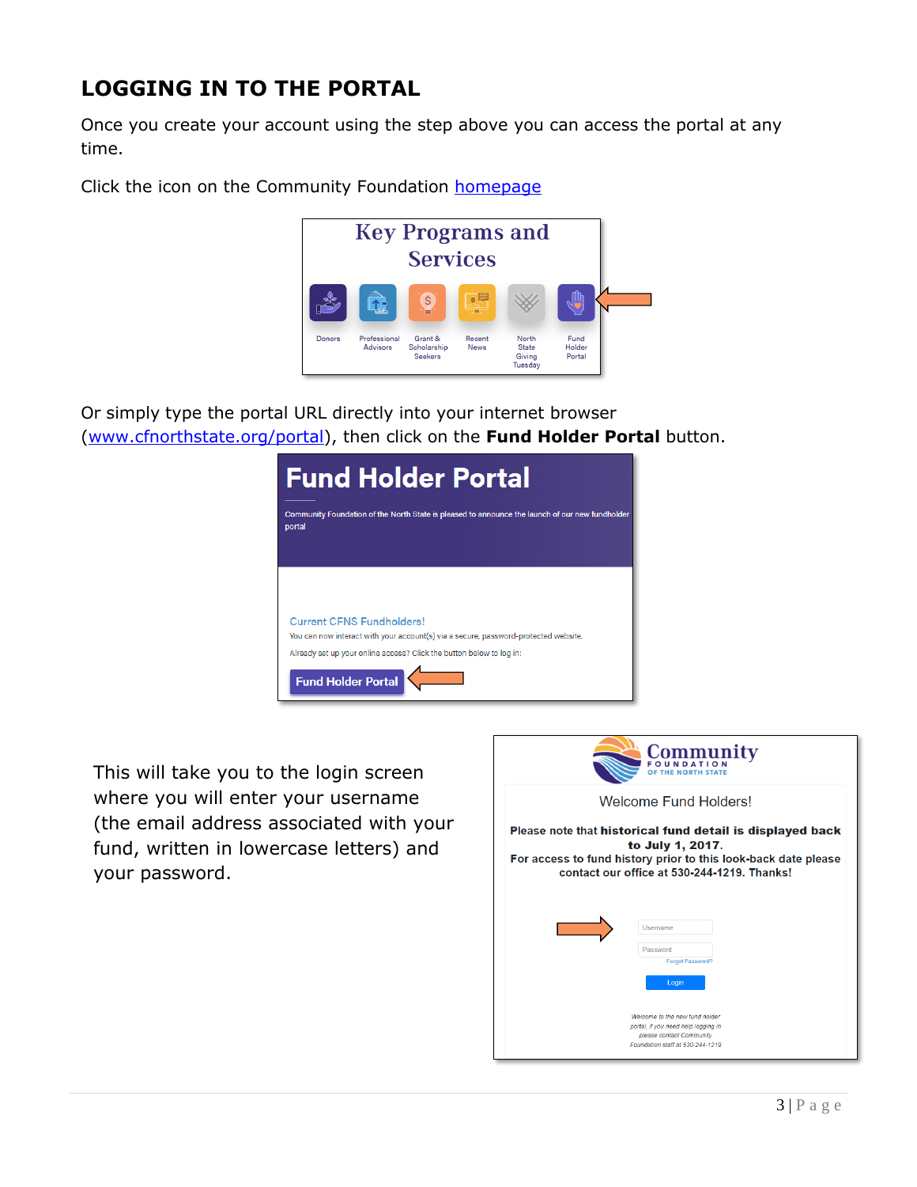## LOGGING IN TO THE PORTAL

Once you create your account using the step above you can access the portal at any time.

Click the icon on the Community Foundation [homepage](homepage)

Or simply type the portal URL directly into your internet browser ([www.cfnorthstate.org/portal](http://www.cfnorthstate.org/portal)), then click on the **Fund Holder Portal** button.

This will take you to the login screen where you will enter your username (the email address associated with your fund, written in lowercase letters) and your password.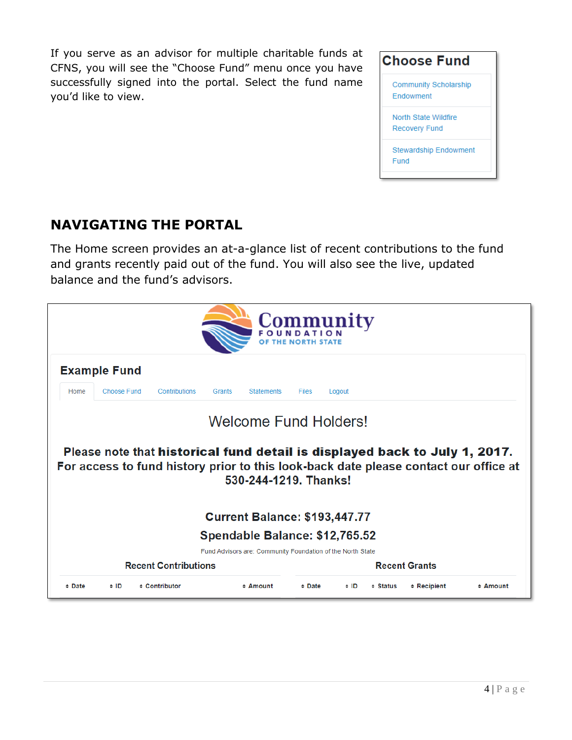If you serve as an advisor for multiple charitable funds at CFNS, you will see the "Choose Fund" menu once you have successfully signed into the portal. Select the fund name you'd like to view.

**Choose Fund**

- Community Scholarship Endowment
- North State Wildfire Recovery Fund
- Stewardship Endowment Fund

## NAVIGATING THE PORTAL

The Home screen provides an at-a-glance list of recent contributions to the fund and grants recently paid out of the fund. You will also see the live, updated balance and the fund's advisors.

Community FOUNDATION OF THE NORTH STATE

**Example Fund**

Home | Choose Fund | Contributions | Grants | Statements | Files | Logout

Welcome Fund Holders!

**Please note that historical fund detail is displayed back to July 1, 2017. For access to fund history prior to this look-back date please contact our office at 530-244-1219. Thanks!**

**Current Balance: $193,447.77**

**Spendable Balance: $12,765.52**

Fund Advisors are: Community Foundation of the North State

**Recent Contributions**

| Date | ID | Contributor | Amount |
|---|---|---|---|

**Recent Grants**

| Date | ID | Status | Recipient | Amount |
|---|---|---|---|---|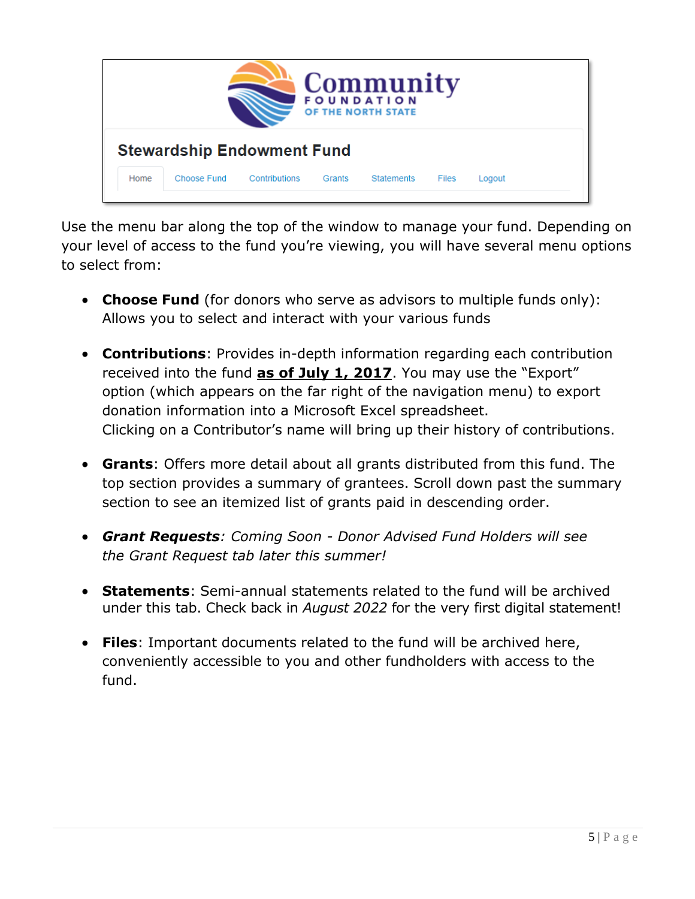Use the menu bar along the top of the window to manage your fund. Depending on your level of access to the fund you're viewing, you will have several menu options to select from:

- **Choose Fund** (for donors who serve as advisors to multiple funds only): Allows you to select and interact with your various funds
- **Contributions**: Provides in-depth information regarding each contribution received into the fund **as of July 1, 2017**. You may use the "Export" option (which appears on the far right of the navigation menu) to export donation information into a Microsoft Excel spreadsheet. Clicking on a Contributor's name will bring up their history of contributions.
- **Grants**: Offers more detail about all grants distributed from this fund. The top section provides a summary of grantees. Scroll down past the summary section to see an itemized list of grants paid in descending order.
- ***Grant Requests****: Coming Soon - Donor Advised Fund Holders will see the Grant Request tab later this summer!*
- **Statements**: Semi-annual statements related to the fund will be archived under this tab. Check back in *August 2022* for the very first digital statement!
- **Files**: Important documents related to the fund will be archived here, conveniently accessible to you and other fundholders with access to the fund.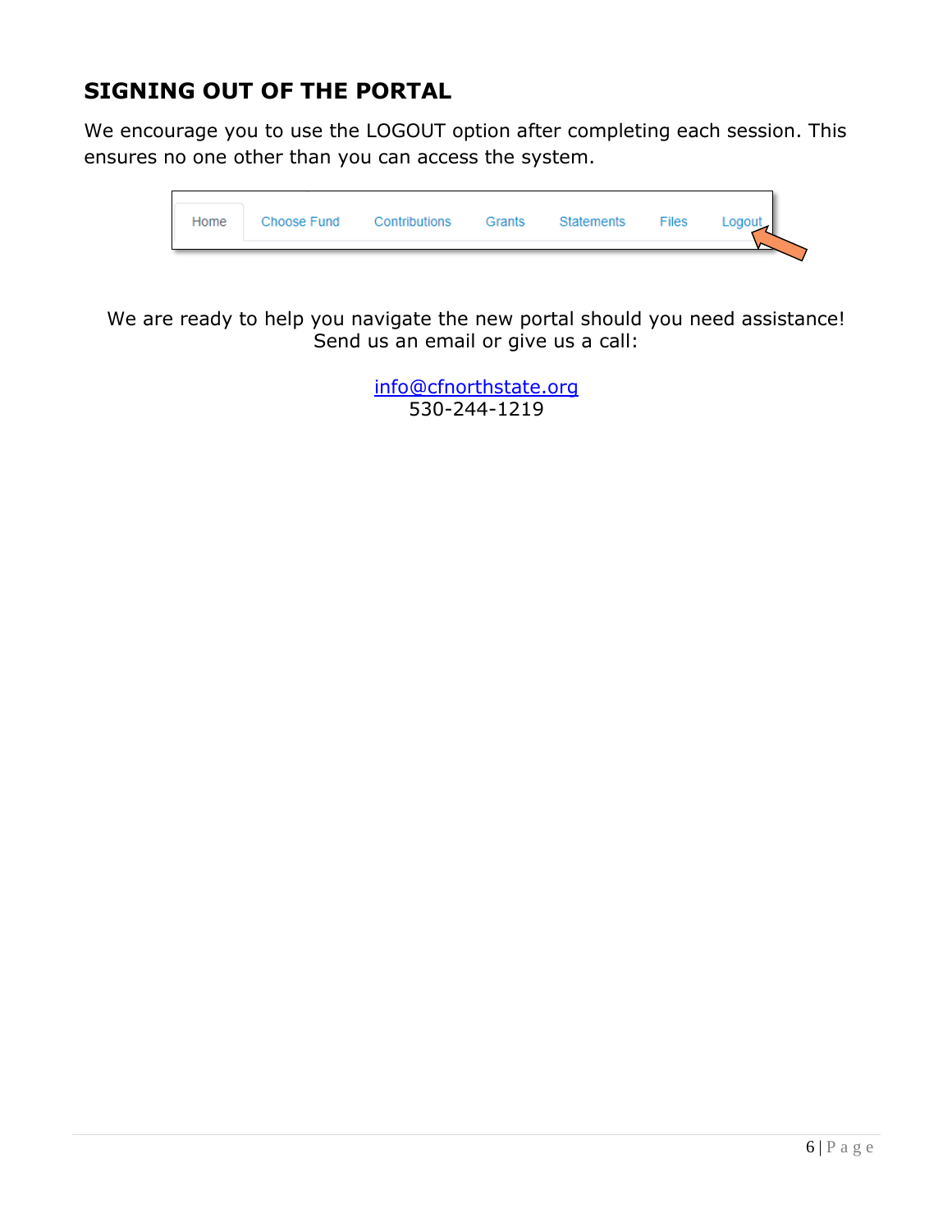## SIGNING OUT OF THE PORTAL

We encourage you to use the LOGOUT option after completing each session. This ensures no one other than you can access the system.

Home Choose Fund Contributions Grants Statements Files Logout

We are ready to help you navigate the new portal should you need assistance! Send us an email or give us a call:

info@cfnorthstate.org
530-244-1219